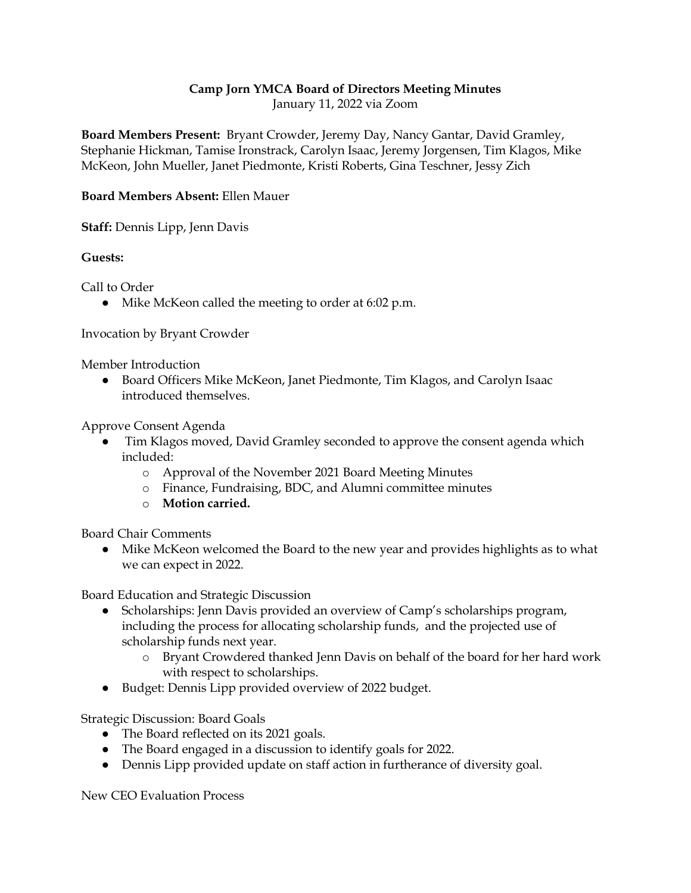**Camp Jorn YMCA Board of Directors Meeting Minutes**
January 11, 2022 via Zoom

**Board Members Present:** Bryant Crowder, Jeremy Day, Nancy Gantar, David Gramley, Stephanie Hickman, Tamise Ironstrack, Carolyn Isaac, Jeremy Jorgensen, Tim Klagos, Mike McKeon, John Mueller, Janet Piedmonte, Kristi Roberts, Gina Teschner, Jessy Zich

**Board Members Absent:** Ellen Mauer

**Staff:** Dennis Lipp, Jenn Davis

**Guests:**

Call to Order

- Mike McKeon called the meeting to order at 6:02 p.m.

Invocation by Bryant Crowder

Member Introduction

- Board Officers Mike McKeon, Janet Piedmonte, Tim Klagos, and Carolyn Isaac introduced themselves.

Approve Consent Agenda

- Tim Klagos moved, David Gramley seconded to approve the consent agenda which included:
  - Approval of the November 2021 Board Meeting Minutes
  - Finance, Fundraising, BDC, and Alumni committee minutes
  - **Motion carried.**

Board Chair Comments

- Mike McKeon welcomed the Board to the new year and provides highlights as to what we can expect in 2022.

Board Education and Strategic Discussion

- Scholarships: Jenn Davis provided an overview of Camp's scholarships program, including the process for allocating scholarship funds, and the projected use of scholarship funds next year.
  - Bryant Crowdered thanked Jenn Davis on behalf of the board for her hard work with respect to scholarships.
- Budget: Dennis Lipp provided overview of 2022 budget.

Strategic Discussion: Board Goals

- The Board reflected on its 2021 goals.
- The Board engaged in a discussion to identify goals for 2022.
- Dennis Lipp provided update on staff action in furtherance of diversity goal.

New CEO Evaluation Process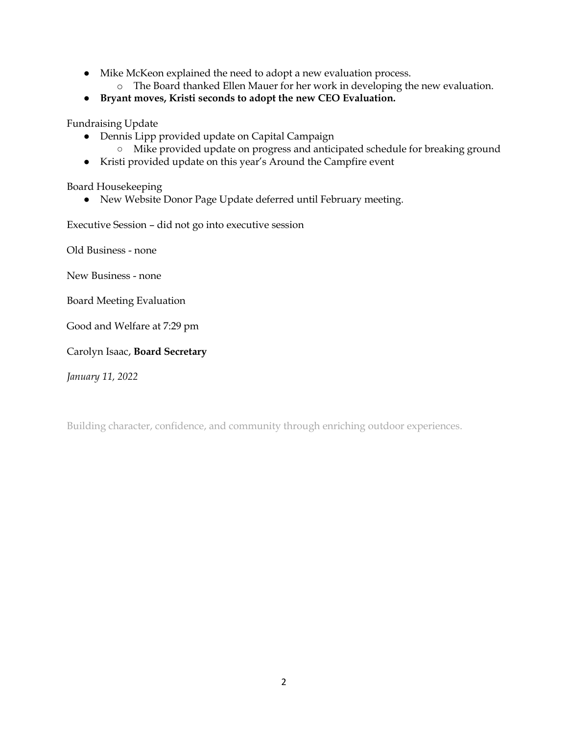- Mike McKeon explained the need to adopt a new evaluation process.
  - The Board thanked Ellen Mauer for her work in developing the new evaluation.
- **Bryant moves, Kristi seconds to adopt the new CEO Evaluation.**

Fundraising Update

- Dennis Lipp provided update on Capital Campaign
  - Mike provided update on progress and anticipated schedule for breaking ground
- Kristi provided update on this year's Around the Campfire event

Board Housekeeping

- New Website Donor Page Update deferred until February meeting.

Executive Session – did not go into executive session

Old Business - none

New Business - none

Board Meeting Evaluation

Good and Welfare at 7:29 pm

Carolyn Isaac, **Board Secretary**

*January 11, 2022*

Building character, confidence, and community through enriching outdoor experiences.